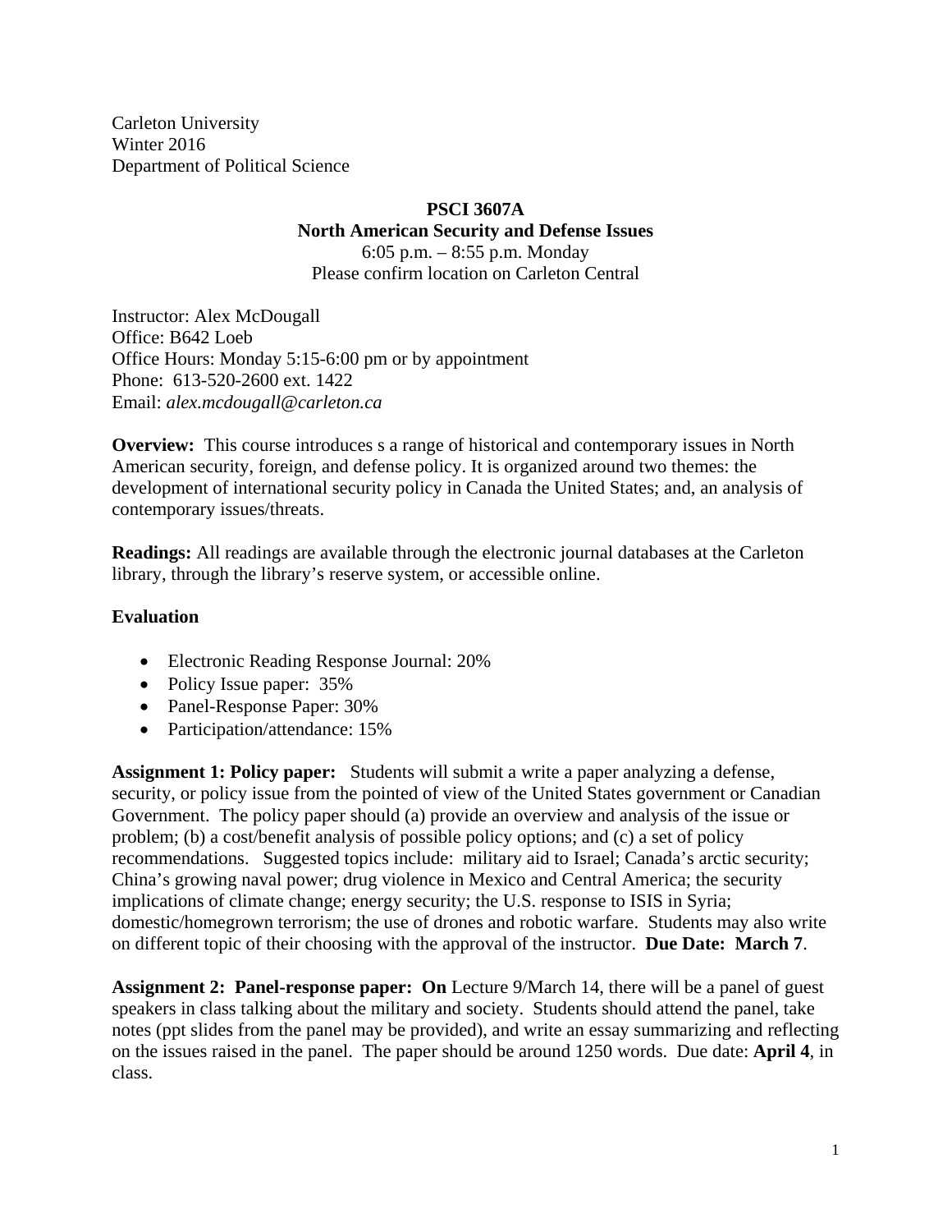Carleton University
Winter 2016
Department of Political Science

**PSCI 3607A**
**North American Security and Defense Issues**
6:05 p.m. – 8:55 p.m. Monday
Please confirm location on Carleton Central

Instructor: Alex McDougall
Office: B642 Loeb
Office Hours: Monday 5:15-6:00 pm or by appointment
Phone: 613-520-2600 ext. 1422
Email: *alex.mcdougall@carleton.ca*

**Overview:** This course introduces s a range of historical and contemporary issues in North American security, foreign, and defense policy. It is organized around two themes: the development of international security policy in Canada the United States; and, an analysis of contemporary issues/threats.

**Readings:** All readings are available through the electronic journal databases at the Carleton library, through the library's reserve system, or accessible online.

**Evaluation**

- Electronic Reading Response Journal: 20%
- Policy Issue paper: 35%
- Panel-Response Paper: 30%
- Participation/attendance: 15%

**Assignment 1: Policy paper:** Students will submit a write a paper analyzing a defense, security, or policy issue from the pointed of view of the United States government or Canadian Government. The policy paper should (a) provide an overview and analysis of the issue or problem; (b) a cost/benefit analysis of possible policy options; and (c) a set of policy recommendations. Suggested topics include: military aid to Israel; Canada's arctic security; China's growing naval power; drug violence in Mexico and Central America; the security implications of climate change; energy security; the U.S. response to ISIS in Syria; domestic/homegrown terrorism; the use of drones and robotic warfare. Students may also write on different topic of their choosing with the approval of the instructor. **Due Date: March 7**.

**Assignment 2: Panel-response paper: On** Lecture 9/March 14, there will be a panel of guest speakers in class talking about the military and society. Students should attend the panel, take notes (ppt slides from the panel may be provided), and write an essay summarizing and reflecting on the issues raised in the panel. The paper should be around 1250 words. Due date: **April 4**, in class.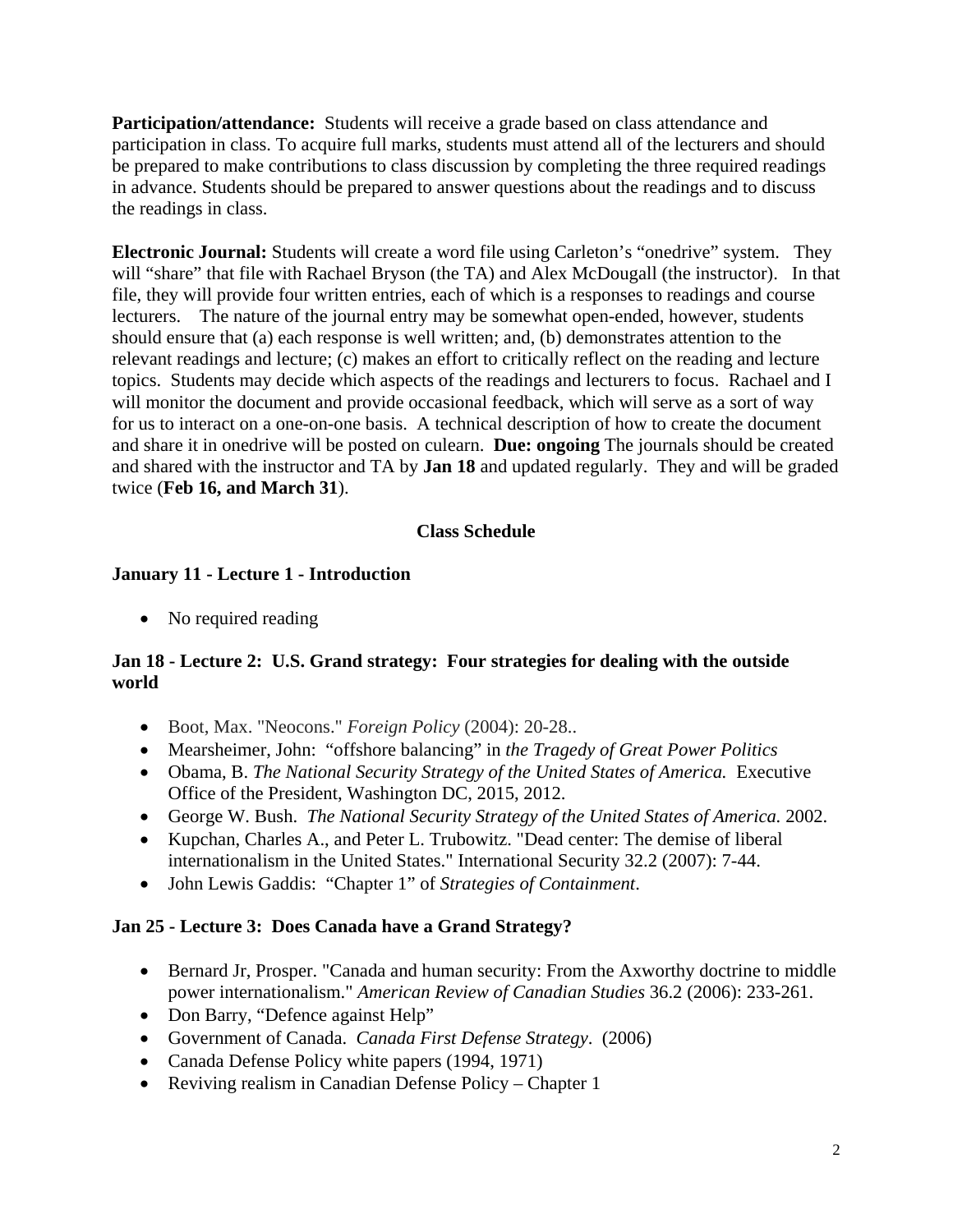**Participation/attendance:** Students will receive a grade based on class attendance and participation in class. To acquire full marks, students must attend all of the lecturers and should be prepared to make contributions to class discussion by completing the three required readings in advance. Students should be prepared to answer questions about the readings and to discuss the readings in class.

**Electronic Journal:** Students will create a word file using Carleton's "onedrive" system. They will "share" that file with Rachael Bryson (the TA) and Alex McDougall (the instructor). In that file, they will provide four written entries, each of which is a responses to readings and course lecturers. The nature of the journal entry may be somewhat open-ended, however, students should ensure that (a) each response is well written; and, (b) demonstrates attention to the relevant readings and lecture; (c) makes an effort to critically reflect on the reading and lecture topics. Students may decide which aspects of the readings and lecturers to focus. Rachael and I will monitor the document and provide occasional feedback, which will serve as a sort of way for us to interact on a one-on-one basis. A technical description of how to create the document and share it in onedrive will be posted on culearn. **Due: ongoing** The journals should be created and shared with the instructor and TA by **Jan 18** and updated regularly. They and will be graded twice (**Feb 16, and March 31**).

## Class Schedule

### January 11 - Lecture 1 - Introduction

- No required reading

### Jan 18 - Lecture 2: U.S. Grand strategy: Four strategies for dealing with the outside world

- Boot, Max. "Neocons." *Foreign Policy* (2004): 20-28..
- Mearsheimer, John: "offshore balancing" in *the Tragedy of Great Power Politics*
- Obama, B. *The National Security Strategy of the United States of America.* Executive Office of the President, Washington DC, 2015, 2012.
- George W. Bush. *The National Security Strategy of the United States of America.* 2002.
- Kupchan, Charles A., and Peter L. Trubowitz. "Dead center: The demise of liberal internationalism in the United States." International Security 32.2 (2007): 7-44.
- John Lewis Gaddis: "Chapter 1" of *Strategies of Containment*.

### Jan 25 - Lecture 3: Does Canada have a Grand Strategy?

- Bernard Jr, Prosper. "Canada and human security: From the Axworthy doctrine to middle power internationalism." *American Review of Canadian Studies* 36.2 (2006): 233-261.
- Don Barry, "Defence against Help"
- Government of Canada. *Canada First Defense Strategy*. (2006)
- Canada Defense Policy white papers (1994, 1971)
- Reviving realism in Canadian Defense Policy – Chapter 1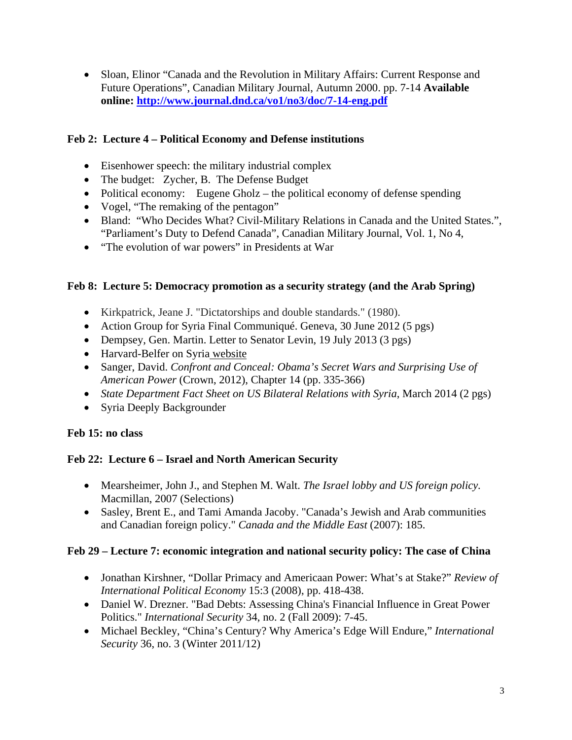- Sloan, Elinor "Canada and the Revolution in Military Affairs: Current Response and Future Operations", Canadian Military Journal, Autumn 2000. pp. 7-14 **Available online: http://www.journal.dnd.ca/vo1/no3/doc/7-14-eng.pdf**

### Feb 2: Lecture 4 – Political Economy and Defense institutions

- Eisenhower speech: the military industrial complex
- The budget: Zycher, B. The Defense Budget
- Political economy: Eugene Gholz – the political economy of defense spending
- Vogel, "The remaking of the pentagon"
- Bland: "Who Decides What? Civil-Military Relations in Canada and the United States.", "Parliament's Duty to Defend Canada", Canadian Military Journal, Vol. 1, No 4,
- "The evolution of war powers" in Presidents at War

### Feb 8: Lecture 5: Democracy promotion as a security strategy (and the Arab Spring)

- Kirkpatrick, Jeane J. "Dictatorships and double standards." (1980).
- Action Group for Syria Final Communiqué. Geneva, 30 June 2012 (5 pgs)
- Dempsey, Gen. Martin. Letter to Senator Levin, 19 July 2013 (3 pgs)
- Harvard-Belfer on Syria website
- Sanger, David. *Confront and Conceal: Obama's Secret Wars and Surprising Use of American Power* (Crown, 2012), Chapter 14 (pp. 335-366)
- *State Department Fact Sheet on US Bilateral Relations with Syria*, March 2014 (2 pgs)
- Syria Deeply Backgrounder

### Feb 15: no class

### Feb 22: Lecture 6 – Israel and North American Security

- Mearsheimer, John J., and Stephen M. Walt. *The Israel lobby and US foreign policy.* Macmillan, 2007 (Selections)
- Sasley, Brent E., and Tami Amanda Jacoby. "Canada's Jewish and Arab communities and Canadian foreign policy." *Canada and the Middle East* (2007): 185.

### Feb 29 – Lecture 7: economic integration and national security policy: The case of China

- Jonathan Kirshner, "Dollar Primacy and Americaan Power: What's at Stake?" *Review of International Political Economy* 15:3 (2008), pp. 418-438.
- Daniel W. Drezner. "Bad Debts: Assessing China's Financial Influence in Great Power Politics." *International Security* 34, no. 2 (Fall 2009): 7-45.
- Michael Beckley, "China's Century? Why America's Edge Will Endure," *International Security* 36, no. 3 (Winter 2011/12)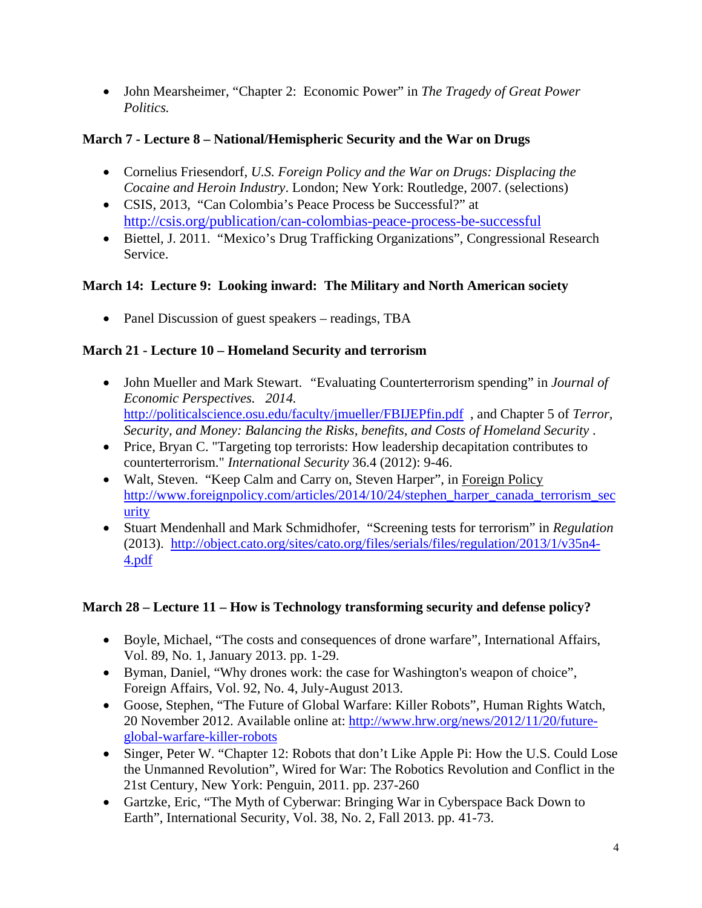- John Mearsheimer, “Chapter 2: Economic Power” in *The Tragedy of Great Power Politics.*

**March 7 - Lecture 8 – National/Hemispheric Security and the War on Drugs**

- Cornelius Friesendorf, *U.S. Foreign Policy and the War on Drugs: Displacing the Cocaine and Heroin Industry*. London; New York: Routledge, 2007. (selections)
- CSIS, 2013, “Can Colombia’s Peace Process be Successful?” at http://csis.org/publication/can-colombias-peace-process-be-successful
- Biettel, J. 2011. “Mexico’s Drug Trafficking Organizations”, Congressional Research Service.

**March 14: Lecture 9: Looking inward: The Military and North American society**

- Panel Discussion of guest speakers – readings, TBA

**March 21 - Lecture 10 – Homeland Security and terrorism**

- John Mueller and Mark Stewart. “Evaluating Counterterrorism spending” in *Journal of Economic Perspectives. 2014.* http://politicalscience.osu.edu/faculty/jmueller/FBIJEPfin.pdf , and Chapter 5 of *Terror, Security, and Money: Balancing the Risks, benefits, and Costs of Homeland Security* .
- Price, Bryan C. "Targeting top terrorists: How leadership decapitation contributes to counterterrorism." *International Security* 36.4 (2012): 9-46.
- Walt, Steven. “Keep Calm and Carry on, Steven Harper”, in Foreign Policy http://www.foreignpolicy.com/articles/2014/10/24/stephen_harper_canada_terrorism_security
- Stuart Mendenhall and Mark Schmidhofer, “Screening tests for terrorism” in *Regulation* (2013). http://object.cato.org/sites/cato.org/files/serials/files/regulation/2013/1/v35n4-4.pdf

**March 28 – Lecture 11 – How is Technology transforming security and defense policy?**

- Boyle, Michael, “The costs and consequences of drone warfare”, International Affairs, Vol. 89, No. 1, January 2013. pp. 1-29.
- Byman, Daniel, “Why drones work: the case for Washington's weapon of choice”, Foreign Affairs, Vol. 92, No. 4, July-August 2013.
- Goose, Stephen, “The Future of Global Warfare: Killer Robots”, Human Rights Watch, 20 November 2012. Available online at: http://www.hrw.org/news/2012/11/20/future-global-warfare-killer-robots
- Singer, Peter W. “Chapter 12: Robots that don’t Like Apple Pi: How the U.S. Could Lose the Unmanned Revolution”, Wired for War: The Robotics Revolution and Conflict in the 21st Century, New York: Penguin, 2011. pp. 237-260
- Gartzke, Eric, “The Myth of Cyberwar: Bringing War in Cyberspace Back Down to Earth”, International Security, Vol. 38, No. 2, Fall 2013. pp. 41-73.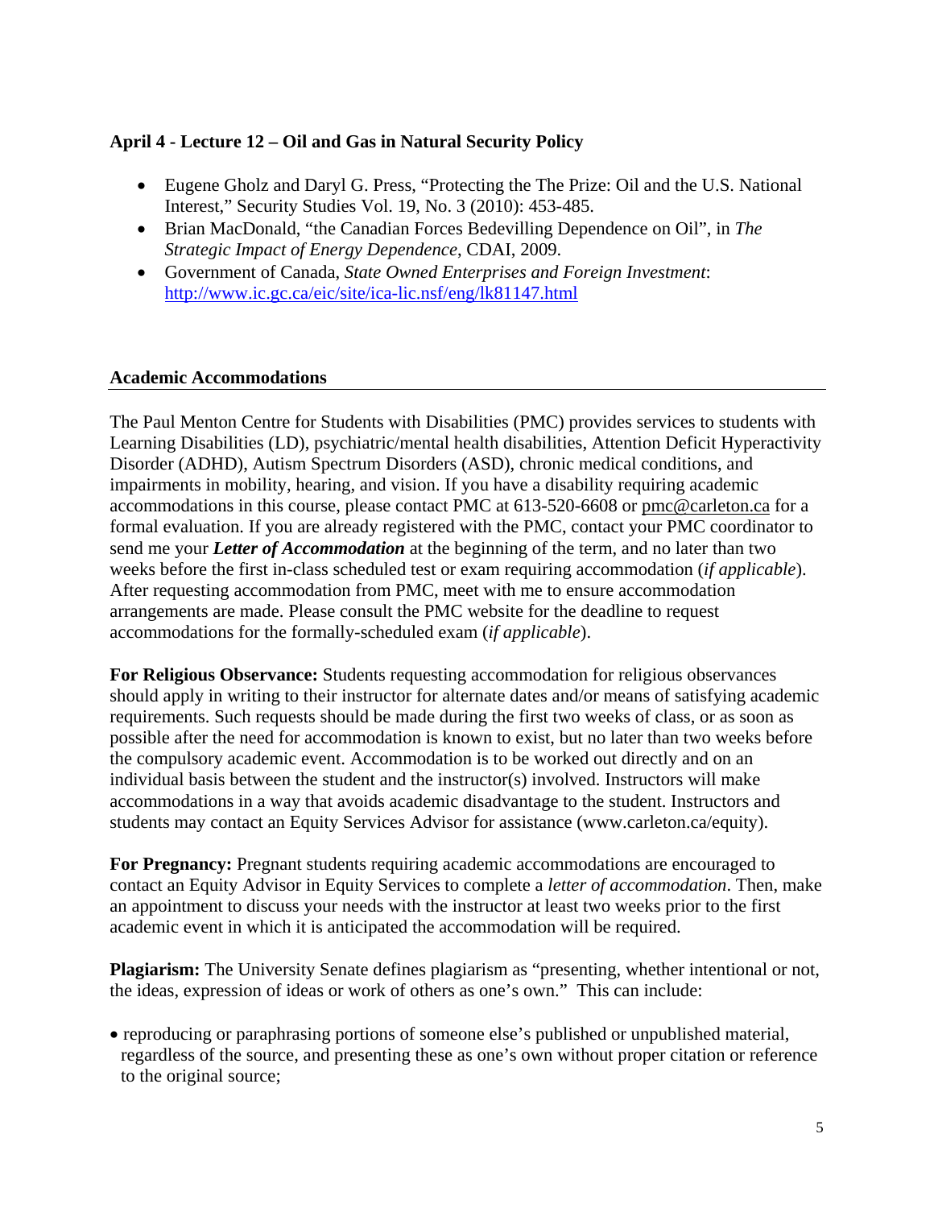**April 4 - Lecture 12 – Oil and Gas in Natural Security Policy**

- Eugene Gholz and Daryl G. Press, "Protecting the The Prize: Oil and the U.S. National Interest," Security Studies Vol. 19, No. 3 (2010): 453-485.
- Brian MacDonald, "the Canadian Forces Bedevilling Dependence on Oil", in *The Strategic Impact of Energy Dependence*, CDAI, 2009.
- Government of Canada, *State Owned Enterprises and Foreign Investment*: http://www.ic.gc.ca/eic/site/ica-lic.nsf/eng/lk81147.html

## Academic Accommodations

The Paul Menton Centre for Students with Disabilities (PMC) provides services to students with Learning Disabilities (LD), psychiatric/mental health disabilities, Attention Deficit Hyperactivity Disorder (ADHD), Autism Spectrum Disorders (ASD), chronic medical conditions, and impairments in mobility, hearing, and vision. If you have a disability requiring academic accommodations in this course, please contact PMC at 613-520-6608 or pmc@carleton.ca for a formal evaluation. If you are already registered with the PMC, contact your PMC coordinator to send me your ***Letter of Accommodation*** at the beginning of the term, and no later than two weeks before the first in-class scheduled test or exam requiring accommodation (*if applicable*). After requesting accommodation from PMC, meet with me to ensure accommodation arrangements are made. Please consult the PMC website for the deadline to request accommodations for the formally-scheduled exam (*if applicable*).

**For Religious Observance:** Students requesting accommodation for religious observances should apply in writing to their instructor for alternate dates and/or means of satisfying academic requirements. Such requests should be made during the first two weeks of class, or as soon as possible after the need for accommodation is known to exist, but no later than two weeks before the compulsory academic event. Accommodation is to be worked out directly and on an individual basis between the student and the instructor(s) involved. Instructors will make accommodations in a way that avoids academic disadvantage to the student. Instructors and students may contact an Equity Services Advisor for assistance (www.carleton.ca/equity).

**For Pregnancy:** Pregnant students requiring academic accommodations are encouraged to contact an Equity Advisor in Equity Services to complete a *letter of accommodation*. Then, make an appointment to discuss your needs with the instructor at least two weeks prior to the first academic event in which it is anticipated the accommodation will be required.

**Plagiarism:** The University Senate defines plagiarism as "presenting, whether intentional or not, the ideas, expression of ideas or work of others as one's own." This can include:

- reproducing or paraphrasing portions of someone else's published or unpublished material, regardless of the source, and presenting these as one's own without proper citation or reference to the original source;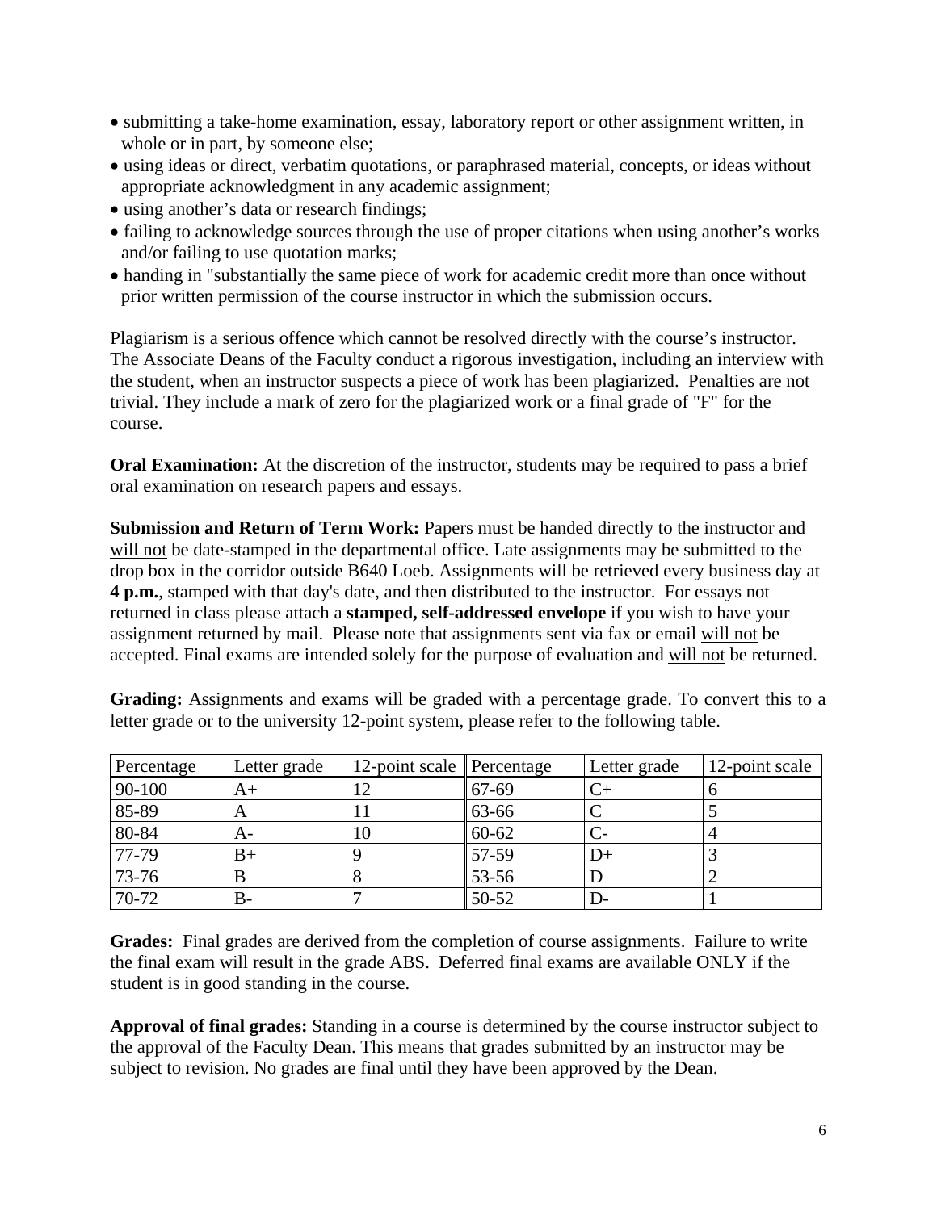- submitting a take-home examination, essay, laboratory report or other assignment written, in whole or in part, by someone else;
- using ideas or direct, verbatim quotations, or paraphrased material, concepts, or ideas without appropriate acknowledgment in any academic assignment;
- using another's data or research findings;
- failing to acknowledge sources through the use of proper citations when using another's works and/or failing to use quotation marks;
- handing in "substantially the same piece of work for academic credit more than once without prior written permission of the course instructor in which the submission occurs.

Plagiarism is a serious offence which cannot be resolved directly with the course's instructor. The Associate Deans of the Faculty conduct a rigorous investigation, including an interview with the student, when an instructor suspects a piece of work has been plagiarized. Penalties are not trivial. They include a mark of zero for the plagiarized work or a final grade of "F" for the course.

**Oral Examination:** At the discretion of the instructor, students may be required to pass a brief oral examination on research papers and essays.

**Submission and Return of Term Work:** Papers must be handed directly to the instructor and will not be date-stamped in the departmental office. Late assignments may be submitted to the drop box in the corridor outside B640 Loeb. Assignments will be retrieved every business day at **4 p.m.**, stamped with that day's date, and then distributed to the instructor. For essays not returned in class please attach a **stamped, self-addressed envelope** if you wish to have your assignment returned by mail. Please note that assignments sent via fax or email will not be accepted. Final exams are intended solely for the purpose of evaluation and will not be returned.

**Grading:** Assignments and exams will be graded with a percentage grade. To convert this to a letter grade or to the university 12-point system, please refer to the following table.

| Percentage | Letter grade | 12-point scale | Percentage | Letter grade | 12-point scale |
|---|---|---|---|---|---|
| 90-100 | A+ | 12 | 67-69 | C+ | 6 |
| 85-89 | A | 11 | 63-66 | C | 5 |
| 80-84 | A- | 10 | 60-62 | C- | 4 |
| 77-79 | B+ | 9 | 57-59 | D+ | 3 |
| 73-76 | B | 8 | 53-56 | D | 2 |
| 70-72 | B- | 7 | 50-52 | D- | 1 |

**Grades:** Final grades are derived from the completion of course assignments. Failure to write the final exam will result in the grade ABS. Deferred final exams are available ONLY if the student is in good standing in the course.

**Approval of final grades:** Standing in a course is determined by the course instructor subject to the approval of the Faculty Dean. This means that grades submitted by an instructor may be subject to revision. No grades are final until they have been approved by the Dean.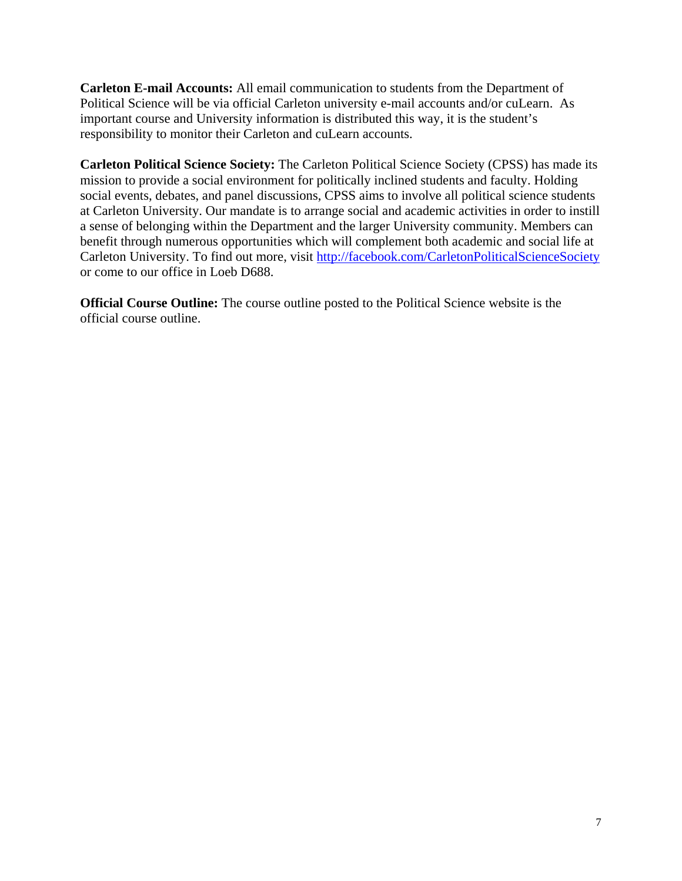**Carleton E-mail Accounts:** All email communication to students from the Department of Political Science will be via official Carleton university e-mail accounts and/or cuLearn. As important course and University information is distributed this way, it is the student's responsibility to monitor their Carleton and cuLearn accounts.

**Carleton Political Science Society:** The Carleton Political Science Society (CPSS) has made its mission to provide a social environment for politically inclined students and faculty. Holding social events, debates, and panel discussions, CPSS aims to involve all political science students at Carleton University. Our mandate is to arrange social and academic activities in order to instill a sense of belonging within the Department and the larger University community. Members can benefit through numerous opportunities which will complement both academic and social life at Carleton University. To find out more, visit [http://facebook.com/CarletonPoliticalScienceSociety](http://facebook.com/CarletonPoliticalScienceSociety) or come to our office in Loeb D688.

**Official Course Outline:** The course outline posted to the Political Science website is the official course outline.